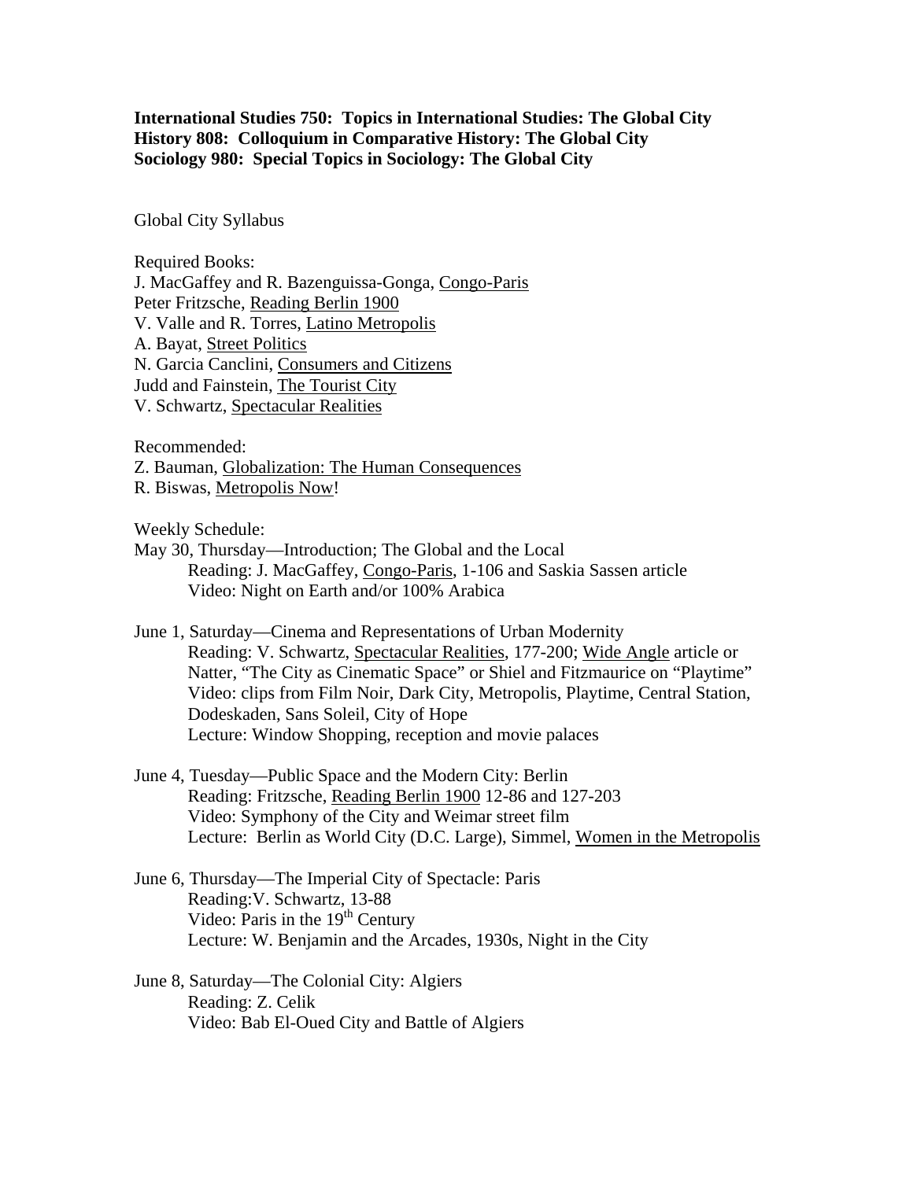**International Studies 750: Topics in International Studies: The Global City**
**History 808: Colloquium in Comparative History: The Global City**
**Sociology 980: Special Topics in Sociology: The Global City**

Global City Syllabus

Required Books:
J. MacGaffey and R. Bazenguissa-Gonga, Congo-Paris
Peter Fritzsche, Reading Berlin 1900
V. Valle and R. Torres, Latino Metropolis
A. Bayat, Street Politics
N. Garcia Canclini, Consumers and Citizens
Judd and Fainstein, The Tourist City
V. Schwartz, Spectacular Realities

Recommended:
Z. Bauman, Globalization: The Human Consequences
R. Biswas, Metropolis Now!

Weekly Schedule:

May 30, Thursday—Introduction; The Global and the Local
Reading: J. MacGaffey, Congo-Paris, 1-106 and Saskia Sassen article
Video: Night on Earth and/or 100% Arabica

June 1, Saturday—Cinema and Representations of Urban Modernity
Reading: V. Schwartz, Spectacular Realities, 177-200; Wide Angle article or Natter, "The City as Cinematic Space" or Shiel and Fitzmaurice on "Playtime"
Video: clips from Film Noir, Dark City, Metropolis, Playtime, Central Station, Dodeskaden, Sans Soleil, City of Hope
Lecture: Window Shopping, reception and movie palaces

June 4, Tuesday—Public Space and the Modern City: Berlin
Reading: Fritzsche, Reading Berlin 1900 12-86 and 127-203
Video: Symphony of the City and Weimar street film
Lecture: Berlin as World City (D.C. Large), Simmel, Women in the Metropolis

June 6, Thursday—The Imperial City of Spectacle: Paris
Reading:V. Schwartz, 13-88
Video: Paris in the 19th Century
Lecture: W. Benjamin and the Arcades, 1930s, Night in the City

June 8, Saturday—The Colonial City: Algiers
Reading: Z. Celik
Video: Bab El-Oued City and Battle of Algiers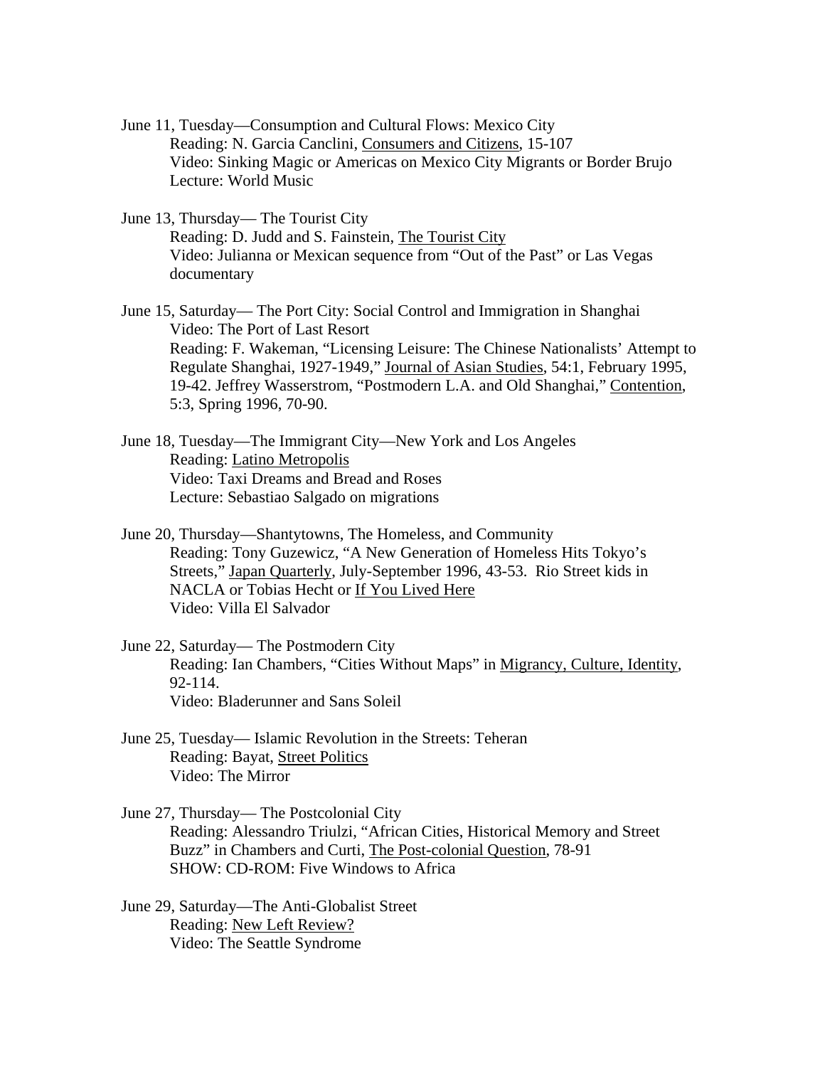June 11, Tuesday—Consumption and Cultural Flows: Mexico City
Reading: N. Garcia Canclini, Consumers and Citizens, 15-107
Video: Sinking Magic or Americas on Mexico City Migrants or Border Brujo
Lecture: World Music

June 13, Thursday— The Tourist City
Reading: D. Judd and S. Fainstein, The Tourist City
Video: Julianna or Mexican sequence from "Out of the Past" or Las Vegas documentary

June 15, Saturday— The Port City: Social Control and Immigration in Shanghai
Video: The Port of Last Resort
Reading: F. Wakeman, "Licensing Leisure: The Chinese Nationalists' Attempt to Regulate Shanghai, 1927-1949," Journal of Asian Studies, 54:1, February 1995, 19-42. Jeffrey Wasserstrom, "Postmodern L.A. and Old Shanghai," Contention, 5:3, Spring 1996, 70-90.

June 18, Tuesday—The Immigrant City—New York and Los Angeles
Reading: Latino Metropolis
Video: Taxi Dreams and Bread and Roses
Lecture: Sebastiao Salgado on migrations

June 20, Thursday—Shantytowns, The Homeless, and Community
Reading: Tony Guzewicz, "A New Generation of Homeless Hits Tokyo's Streets," Japan Quarterly, July-September 1996, 43-53. Rio Street kids in NACLA or Tobias Hecht or If You Lived Here
Video: Villa El Salvador

June 22, Saturday— The Postmodern City
Reading: Ian Chambers, "Cities Without Maps" in Migrancy, Culture, Identity, 92-114.
Video: Bladerunner and Sans Soleil

June 25, Tuesday— Islamic Revolution in the Streets: Teheran
Reading: Bayat, Street Politics
Video: The Mirror

June 27, Thursday— The Postcolonial City
Reading: Alessandro Triulzi, "African Cities, Historical Memory and Street Buzz" in Chambers and Curti, The Post-colonial Question, 78-91
SHOW: CD-ROM: Five Windows to Africa

June 29, Saturday—The Anti-Globalist Street
Reading: New Left Review?
Video: The Seattle Syndrome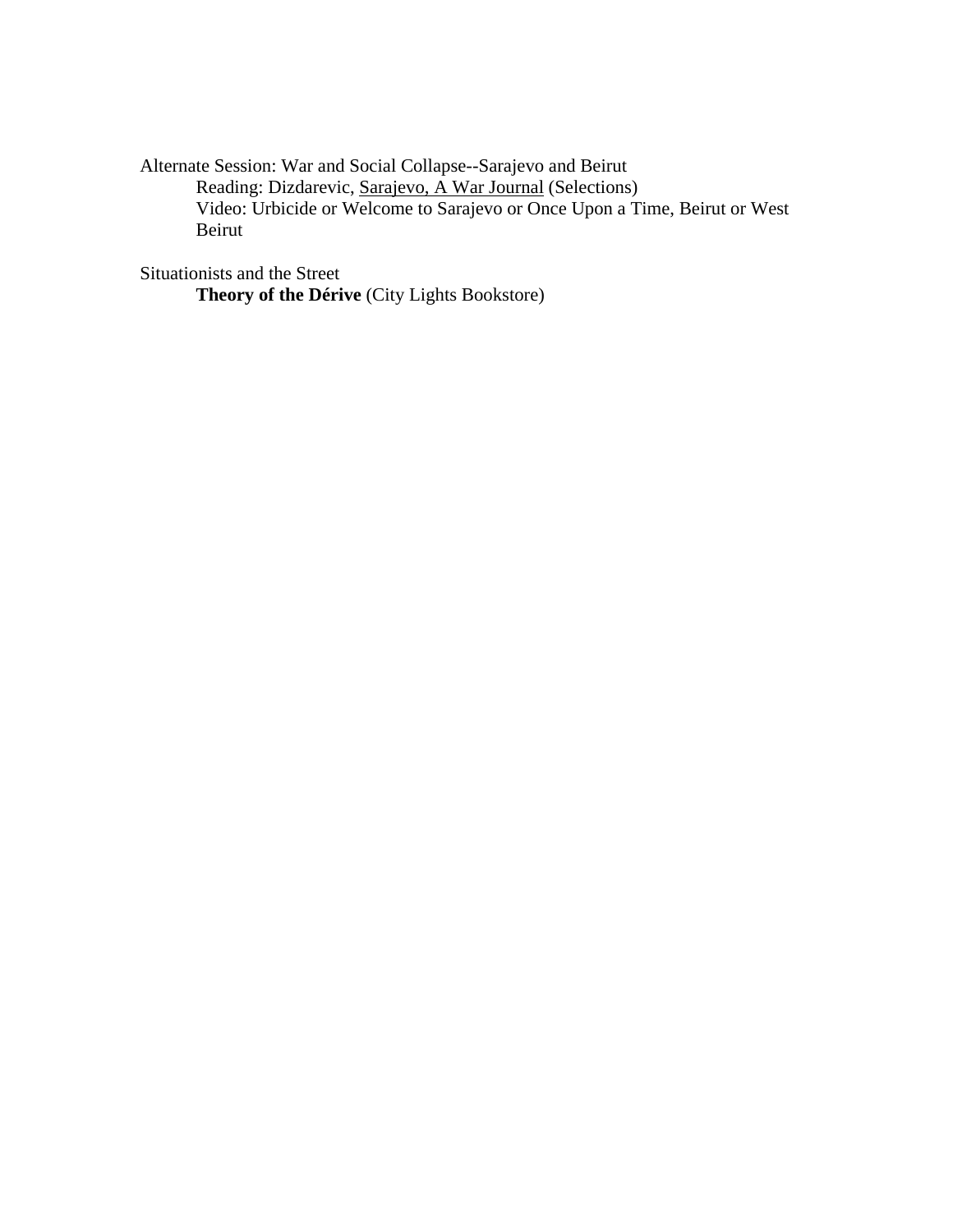Alternate Session: War and Social Collapse--Sarajevo and Beirut

Reading: Dizdarevic, <u>Sarajevo, A War Journal</u> (Selections)

Video: Urbicide or Welcome to Sarajevo or Once Upon a Time, Beirut or West Beirut

Situationists and the Street

**Theory of the Dérive** (City Lights Bookstore)